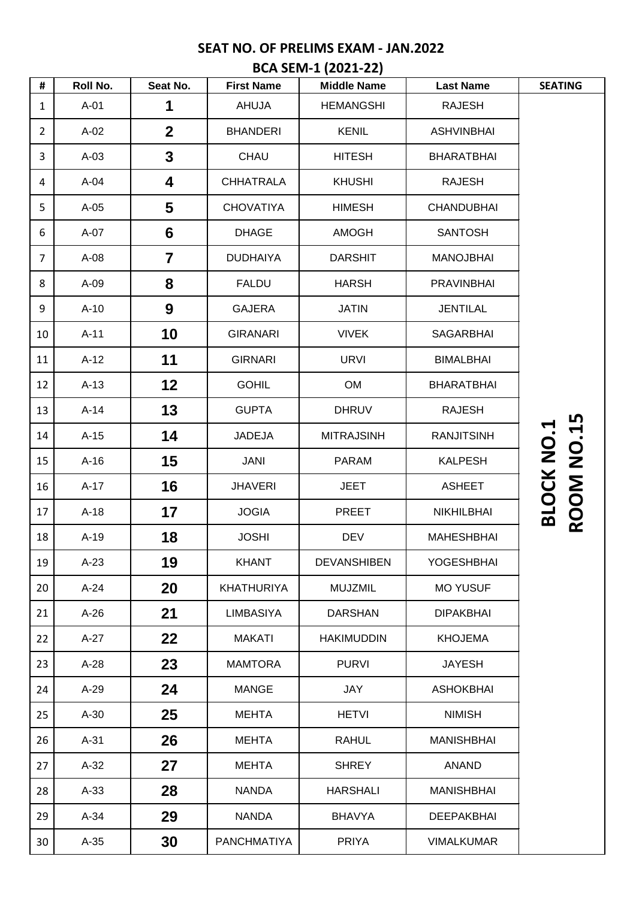## SEAT NO. OF PRELIMS EXAM - JAN.2022

## BCA SEM-1 (2021-22)

| # | Roll No. | Seat No. | First Name | Middle Name | Last Name | SEATING |
|---|---|---|---|---|---|---|
| 1 | A-01 | 1 | AHUJA | HEMANGSHI | RAJESH | BLOCK NO.1 ROOM NO.15 |
| 2 | A-02 | 2 | BHANDERI | KENIL | ASHVINBHAI | |
| 3 | A-03 | 3 | CHAU | HITESH | BHARATBHAI | |
| 4 | A-04 | 4 | CHHATRALA | KHUSHI | RAJESH | |
| 5 | A-05 | 5 | CHOVATIYA | HIMESH | CHANDUBHAI | |
| 6 | A-07 | 6 | DHAGE | AMOGH | SANTOSH | |
| 7 | A-08 | 7 | DUDHAIYA | DARSHIT | MANOJBHAI | |
| 8 | A-09 | 8 | FALDU | HARSH | PRAVINBHAI | |
| 9 | A-10 | 9 | GAJERA | JATIN | JENTILAL | |
| 10 | A-11 | 10 | GIRANARI | VIVEK | SAGARBHAI | |
| 11 | A-12 | 11 | GIRNARI | URVI | BIMALBHAI | |
| 12 | A-13 | 12 | GOHIL | OM | BHARATBHAI | |
| 13 | A-14 | 13 | GUPTA | DHRUV | RAJESH | |
| 14 | A-15 | 14 | JADEJA | MITRAJSINH | RANJITSINH | |
| 15 | A-16 | 15 | JANI | PARAM | KALPESH | |
| 16 | A-17 | 16 | JHAVERI | JEET | ASHEET | |
| 17 | A-18 | 17 | JOGIA | PREET | NIKHILBHAI | |
| 18 | A-19 | 18 | JOSHI | DEV | MAHESHBHAI | |
| 19 | A-23 | 19 | KHANT | DEVANSHIBEN | YOGESHBHAI | |
| 20 | A-24 | 20 | KHATHURIYA | MUJZMIL | MO YUSUF | |
| 21 | A-26 | 21 | LIMBASIYA | DARSHAN | DIPAKBHAI | |
| 22 | A-27 | 22 | MAKATI | HAKIMUDDIN | KHOJEMA | |
| 23 | A-28 | 23 | MAMTORA | PURVI | JAYESH | |
| 24 | A-29 | 24 | MANGE | JAY | ASHOKBHAI | |
| 25 | A-30 | 25 | MEHTA | HETVI | NIMISH | |
| 26 | A-31 | 26 | MEHTA | RAHUL | MANISHBHAI | |
| 27 | A-32 | 27 | MEHTA | SHREY | ANAND | |
| 28 | A-33 | 28 | NANDA | HARSHALI | MANISHBHAI | |
| 29 | A-34 | 29 | NANDA | BHAVYA | DEEPAKBHAI | |
| 30 | A-35 | 30 | PANCHMATIYA | PRIYA | VIMALKUMAR | |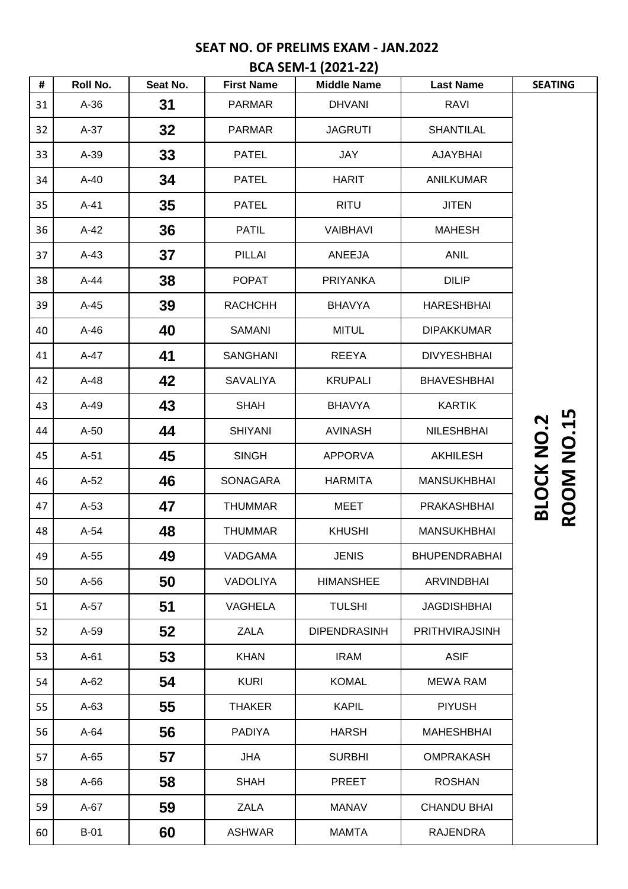## SEAT NO. OF PRELIMS EXAM - JAN.2022

## BCA SEM-1 (2021-22)

| # | Roll No. | Seat No. | First Name | Middle Name | Last Name | SEATING |
|---|---|---|---|---|---|---|
| 31 | A-36 | **31** | PARMAR | DHVANI | RAVI | BLOCK NO.2 ROOM NO.15 |
| 32 | A-37 | **32** | PARMAR | JAGRUTI | SHANTILAL | |
| 33 | A-39 | **33** | PATEL | JAY | AJAYBHAI | |
| 34 | A-40 | **34** | PATEL | HARIT | ANILKUMAR | |
| 35 | A-41 | **35** | PATEL | RITU | JITEN | |
| 36 | A-42 | **36** | PATIL | VAIBHAVI | MAHESH | |
| 37 | A-43 | **37** | PILLAI | ANEEJA | ANIL | |
| 38 | A-44 | **38** | POPAT | PRIYANKA | DILIP | |
| 39 | A-45 | **39** | RACHCHH | BHAVYA | HARESHBHAI | |
| 40 | A-46 | **40** | SAMANI | MITUL | DIPAKKUMAR | |
| 41 | A-47 | **41** | SANGHANI | REEYA | DIVYESHBHAI | |
| 42 | A-48 | **42** | SAVALIYA | KRUPALI | BHAVESHBHAI | |
| 43 | A-49 | **43** | SHAH | BHAVYA | KARTIK | |
| 44 | A-50 | **44** | SHIYANI | AVINASH | NILESHBHAI | |
| 45 | A-51 | **45** | SINGH | APPORVA | AKHILESH | |
| 46 | A-52 | **46** | SONAGARA | HARMITA | MANSUKHBHAI | |
| 47 | A-53 | **47** | THUMMAR | MEET | PRAKASHBHAI | |
| 48 | A-54 | **48** | THUMMAR | KHUSHI | MANSUKHBHAI | |
| 49 | A-55 | **49** | VADGAMA | JENIS | BHUPENDRABHAI | |
| 50 | A-56 | **50** | VADOLIYA | HIMANSHEE | ARVINDBHAI | |
| 51 | A-57 | **51** | VAGHELA | TULSHI | JAGDISHBHAI | |
| 52 | A-59 | **52** | ZALA | DIPENDRASINH | PRITHVIRAJSINH | |
| 53 | A-61 | **53** | KHAN | IRAM | ASIF | |
| 54 | A-62 | **54** | KURI | KOMAL | MEWA RAM | |
| 55 | A-63 | **55** | THAKER | KAPIL | PIYUSH | |
| 56 | A-64 | **56** | PADIYA | HARSH | MAHESHBHAI | |
| 57 | A-65 | **57** | JHA | SURBHI | OMPRAKASH | |
| 58 | A-66 | **58** | SHAH | PREET | ROSHAN | |
| 59 | A-67 | **59** | ZALA | MANAV | CHANDU BHAI | |
| 60 | B-01 | **60** | ASHWAR | MAMTA | RAJENDRA | |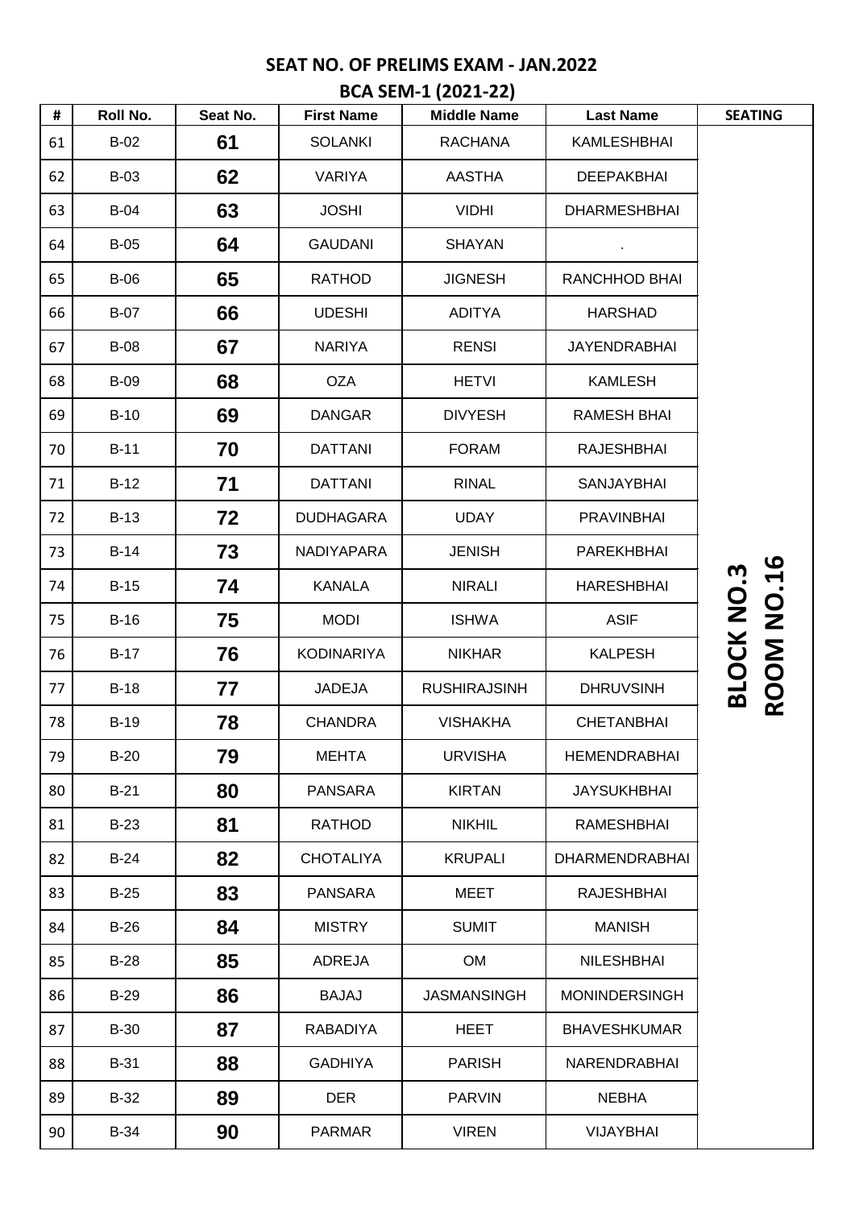## SEAT NO. OF PRELIMS EXAM - JAN.2022

## BCA SEM-1 (2021-22)

| # | Roll No. | Seat No. | First Name | Middle Name | Last Name | SEATING |
|---|---|---|---|---|---|---|
| 61 | B-02 | **61** | SOLANKI | RACHANA | KAMLESHBHAI | **BLOCK NO.3 ROOM NO.16** |
| 62 | B-03 | **62** | VARIYA | AASTHA | DEEPAKBHAI | |
| 63 | B-04 | **63** | JOSHI | VIDHI | DHARMESHBHAI | |
| 64 | B-05 | **64** | GAUDANI | SHAYAN | . | |
| 65 | B-06 | **65** | RATHOD | JIGNESH | RANCHHOD BHAI | |
| 66 | B-07 | **66** | UDESHI | ADITYA | HARSHAD | |
| 67 | B-08 | **67** | NARIYA | RENSI | JAYENDRABHAI | |
| 68 | B-09 | **68** | OZA | HETVI | KAMLESH | |
| 69 | B-10 | **69** | DANGAR | DIVYESH | RAMESH BHAI | |
| 70 | B-11 | **70** | DATTANI | FORAM | RAJESHBHAI | |
| 71 | B-12 | **71** | DATTANI | RINAL | SANJAYBHAI | |
| 72 | B-13 | **72** | DUDHAGARA | UDAY | PRAVINBHAI | |
| 73 | B-14 | **73** | NADIYAPARA | JENISH | PAREKHBHAI | |
| 74 | B-15 | **74** | KANALA | NIRALI | HARESHBHAI | |
| 75 | B-16 | **75** | MODI | ISHWA | ASIF | |
| 76 | B-17 | **76** | KODINARIYA | NIKHAR | KALPESH | |
| 77 | B-18 | **77** | JADEJA | RUSHIRAJSINH | DHRUVSINH | |
| 78 | B-19 | **78** | CHANDRA | VISHAKHA | CHETANBHAI | |
| 79 | B-20 | **79** | MEHTA | URVISHA | HEMENDRABHAI | |
| 80 | B-21 | **80** | PANSARA | KIRTAN | JAYSUKHBHAI | |
| 81 | B-23 | **81** | RATHOD | NIKHIL | RAMESHBHAI | |
| 82 | B-24 | **82** | CHOTALIYA | KRUPALI | DHARMENDRABHAI | |
| 83 | B-25 | **83** | PANSARA | MEET | RAJESHBHAI | |
| 84 | B-26 | **84** | MISTRY | SUMIT | MANISH | |
| 85 | B-28 | **85** | ADREJA | OM | NILESHBHAI | |
| 86 | B-29 | **86** | BAJAJ | JASMANSINGH | MONINDERSINGH | |
| 87 | B-30 | **87** | RABADIYA | HEET | BHAVESHKUMAR | |
| 88 | B-31 | **88** | GADHIYA | PARISH | NARENDRABHAI | |
| 89 | B-32 | **89** | DER | PARVIN | NEBHA | |
| 90 | B-34 | **90** | PARMAR | VIREN | VIJAYBHAI | |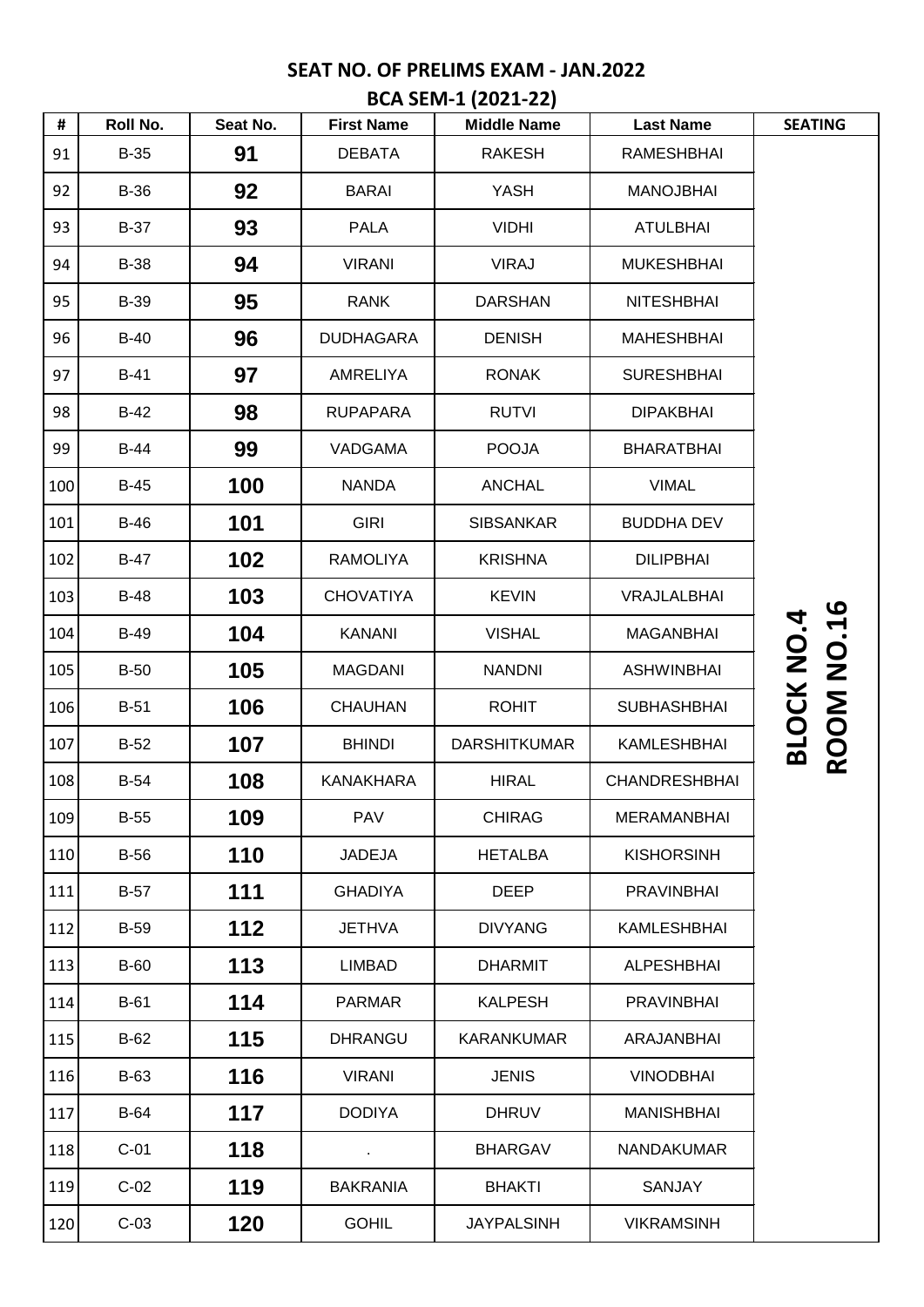## SEAT NO. OF PRELIMS EXAM - JAN.2022

## BCA SEM-1 (2021-22)

| # | Roll No. | Seat No. | First Name | Middle Name | Last Name | SEATING |
|---|---|---|---|---|---|---|
| 91 | B-35 | **91** | DEBATA | RAKESH | RAMESHBHAI | **BLOCK NO.4 ROOM NO.16** |
| 92 | B-36 | **92** | BARAI | YASH | MANOJBHAI | |
| 93 | B-37 | **93** | PALA | VIDHI | ATULBHAI | |
| 94 | B-38 | **94** | VIRANI | VIRAJ | MUKESHBHAI | |
| 95 | B-39 | **95** | RANK | DARSHAN | NITESHBHAI | |
| 96 | B-40 | **96** | DUDHAGARA | DENISH | MAHESHBHAI | |
| 97 | B-41 | **97** | AMRELIYA | RONAK | SURESHBHAI | |
| 98 | B-42 | **98** | RUPAPARA | RUTVI | DIPAKBHAI | |
| 99 | B-44 | **99** | VADGAMA | POOJA | BHARATBHAI | |
| 100 | B-45 | **100** | NANDA | ANCHAL | VIMAL | |
| 101 | B-46 | **101** | GIRI | SIBSANKAR | BUDDHA DEV | |
| 102 | B-47 | **102** | RAMOLIYA | KRISHNA | DILIPBHAI | |
| 103 | B-48 | **103** | CHOVATIYA | KEVIN | VRAJLALBHAI | |
| 104 | B-49 | **104** | KANANI | VISHAL | MAGANBHAI | |
| 105 | B-50 | **105** | MAGDANI | NANDNI | ASHWINBHAI | |
| 106 | B-51 | **106** | CHAUHAN | ROHIT | SUBHASHBHAI | |
| 107 | B-52 | **107** | BHINDI | DARSHITKUMAR | KAMLESHBHAI | |
| 108 | B-54 | **108** | KANAKHARA | HIRAL | CHANDRESHBHAI | |
| 109 | B-55 | **109** | PAV | CHIRAG | MERAMANBHAI | |
| 110 | B-56 | **110** | JADEJA | HETALBA | KISHORSINH | |
| 111 | B-57 | **111** | GHADIYA | DEEP | PRAVINBHAI | |
| 112 | B-59 | **112** | JETHVA | DIVYANG | KAMLESHBHAI | |
| 113 | B-60 | **113** | LIMBAD | DHARMIT | ALPESHBHAI | |
| 114 | B-61 | **114** | PARMAR | KALPESH | PRAVINBHAI | |
| 115 | B-62 | **115** | DHRANGU | KARANKUMAR | ARAJANBHAI | |
| 116 | B-63 | **116** | VIRANI | JENIS | VINODBHAI | |
| 117 | B-64 | **117** | DODIYA | DHRUV | MANISHBHAI | |
| 118 | C-01 | **118** | . | BHARGAV | NANDAKUMAR | |
| 119 | C-02 | **119** | BAKRANIA | BHAKTI | SANJAY | |
| 120 | C-03 | **120** | GOHIL | JAYPALSINH | VIKRAMSINH | |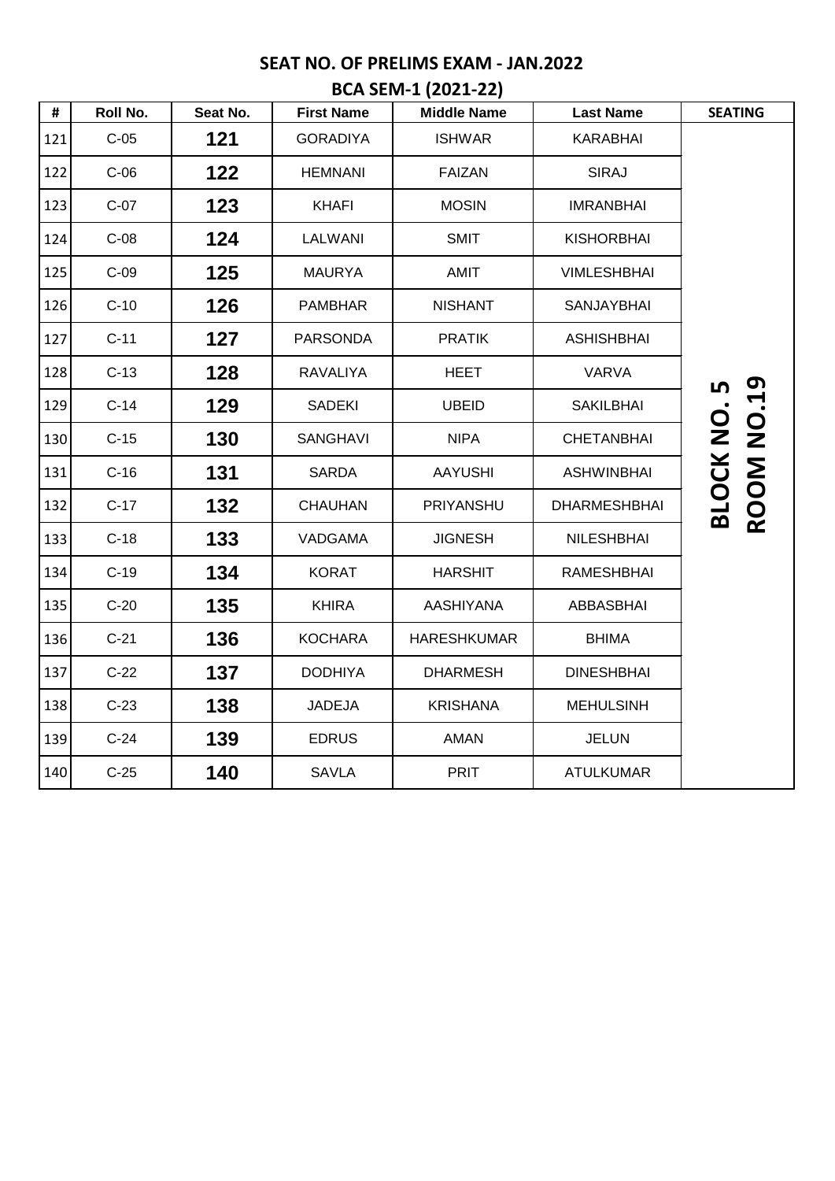**SEAT NO. OF PRELIMS EXAM - JAN.2022**

**BCA SEM-1 (2021-22)**

| # | Roll No. | Seat No. | First Name | Middle Name | Last Name | SEATING |
|---|---|---|---|---|---|---|
| 121 | C-05 | **121** | GORADIYA | ISHWAR | KARABHAI | **BLOCK NO. 5 ROOM NO.19** |
| 122 | C-06 | **122** | HEMNANI | FAIZAN | SIRAJ | |
| 123 | C-07 | **123** | KHAFI | MOSIN | IMRANBHAI | |
| 124 | C-08 | **124** | LALWANI | SMIT | KISHORBHAI | |
| 125 | C-09 | **125** | MAURYA | AMIT | VIMLESHBHAI | |
| 126 | C-10 | **126** | PAMBHAR | NISHANT | SANJAYBHAI | |
| 127 | C-11 | **127** | PARSONDA | PRATIK | ASHISHBHAI | |
| 128 | C-13 | **128** | RAVALIYA | HEET | VARVA | |
| 129 | C-14 | **129** | SADEKI | UBEID | SAKILBHAI | |
| 130 | C-15 | **130** | SANGHAVI | NIPA | CHETANBHAI | |
| 131 | C-16 | **131** | SARDA | AAYUSHI | ASHWINBHAI | |
| 132 | C-17 | **132** | CHAUHAN | PRIYANSHU | DHARMESHBHAI | |
| 133 | C-18 | **133** | VADGAMA | JIGNESH | NILESHBHAI | |
| 134 | C-19 | **134** | KORAT | HARSHIT | RAMESHBHAI | |
| 135 | C-20 | **135** | KHIRA | AASHIYANA | ABBASBHAI | |
| 136 | C-21 | **136** | KOCHARA | HARESHKUMAR | BHIMA | |
| 137 | C-22 | **137** | DODHIYA | DHARMESH | DINESHBHAI | |
| 138 | C-23 | **138** | JADEJA | KRISHANA | MEHULSINH | |
| 139 | C-24 | **139** | EDRUS | AMAN | JELUN | |
| 140 | C-25 | **140** | SAVLA | PRIT | ATULKUMAR | |